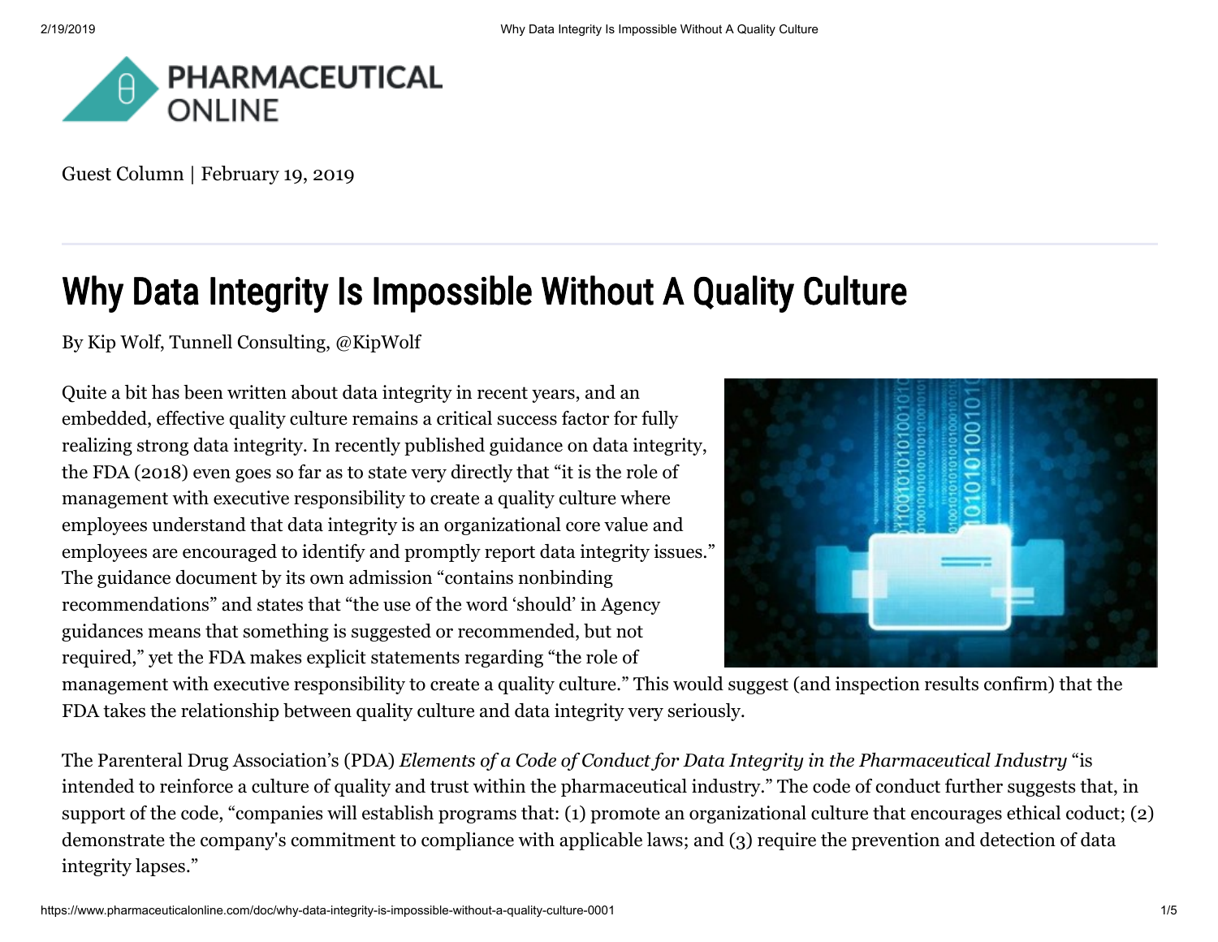Guest Column | February 19, 2019

# Why Data Integrity Is Impossible Without A Quality Culture

By Kip Wolf, Tunnell Consulting, @KipWolf

Quite a bit has been written about data integrity in recent years, and an embedded, effective quality culture remains a critical success factor for fully realizing strong data integrity. In recently published guidance on data integrity, the FDA (2018) even goes so far as to state very directly that "it is the role of management with executive responsibility to create a quality culture where employees understand that data integrity is an organizational core value and employees are encouraged to identify and promptly report data integrity issues." The guidance document by its own admission "contains nonbinding recommendations" and states that "the use of the word 'should' in Agency guidances means that something is suggested or recommended, but not required," yet the FDA makes explicit statements regarding "the role of management with executive responsibility to create a quality culture." This would suggest (and inspection results confirm) that the FDA takes the relationship between quality culture and data integrity very seriously.

The Parenteral Drug Association's (PDA) *Elements of a Code of Conduct for Data Integrity in the Pharmaceutical Industry* "is intended to reinforce a culture of quality and trust within the pharmaceutical industry." The code of conduct further suggests that, in support of the code, "companies will establish programs that: (1) promote an organizational culture that encourages ethical coduct; (2) demonstrate the company's commitment to compliance with applicable laws; and (3) require the prevention and detection of data integrity lapses."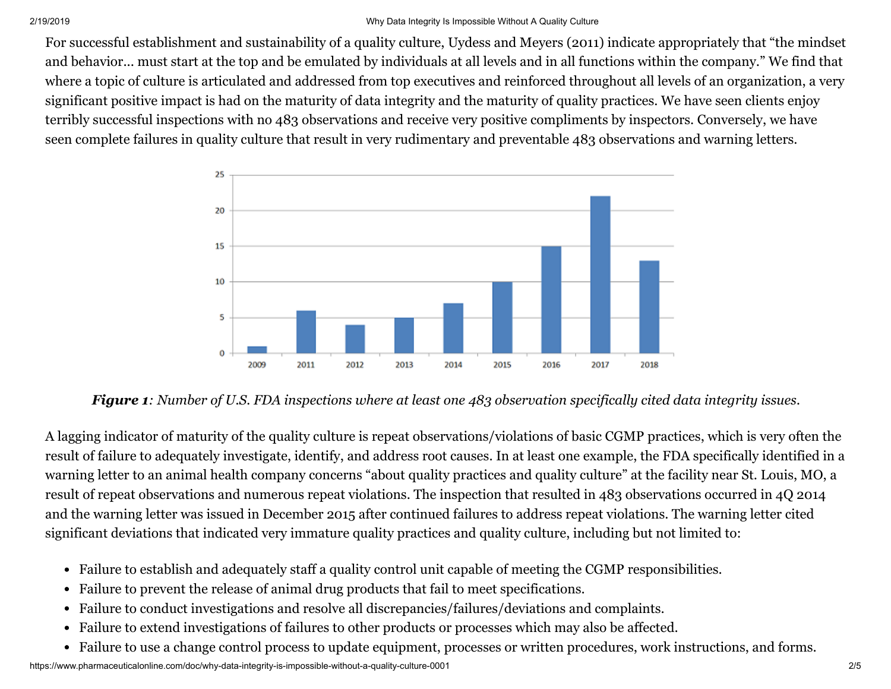For successful establishment and sustainability of a quality culture, Uydess and Meyers (2011) indicate appropriately that "the mindset and behavior… must start at the top and be emulated by individuals at all levels and in all functions within the company." We find that where a topic of culture is articulated and addressed from top executives and reinforced throughout all levels of an organization, a very significant positive impact is had on the maturity of data integrity and the maturity of quality practices. We have seen clients enjoy terribly successful inspections with no 483 observations and receive very positive compliments by inspectors. Conversely, we have seen complete failures in quality culture that result in very rudimentary and preventable 483 observations and warning letters.

***Figure 1****: Number of U.S. FDA inspections where at least one 483 observation specifically cited data integrity issues.*

A lagging indicator of maturity of the quality culture is repeat observations/violations of basic CGMP practices, which is very often the result of failure to adequately investigate, identify, and address root causes. In at least one example, the FDA specifically identified in a warning letter to an animal health company concerns "about quality practices and quality culture" at the facility near St. Louis, MO, a result of repeat observations and numerous repeat violations. The inspection that resulted in 483 observations occurred in 4Q 2014 and the warning letter was issued in December 2015 after continued failures to address repeat violations. The warning letter cited significant deviations that indicated very immature quality practices and quality culture, including but not limited to:

- Failure to establish and adequately staff a quality control unit capable of meeting the CGMP responsibilities.
- Failure to prevent the release of animal drug products that fail to meet specifications.
- Failure to conduct investigations and resolve all discrepancies/failures/deviations and complaints.
- Failure to extend investigations of failures to other products or processes which may also be affected.
- Failure to use a change control process to update equipment, processes or written procedures, work instructions, and forms.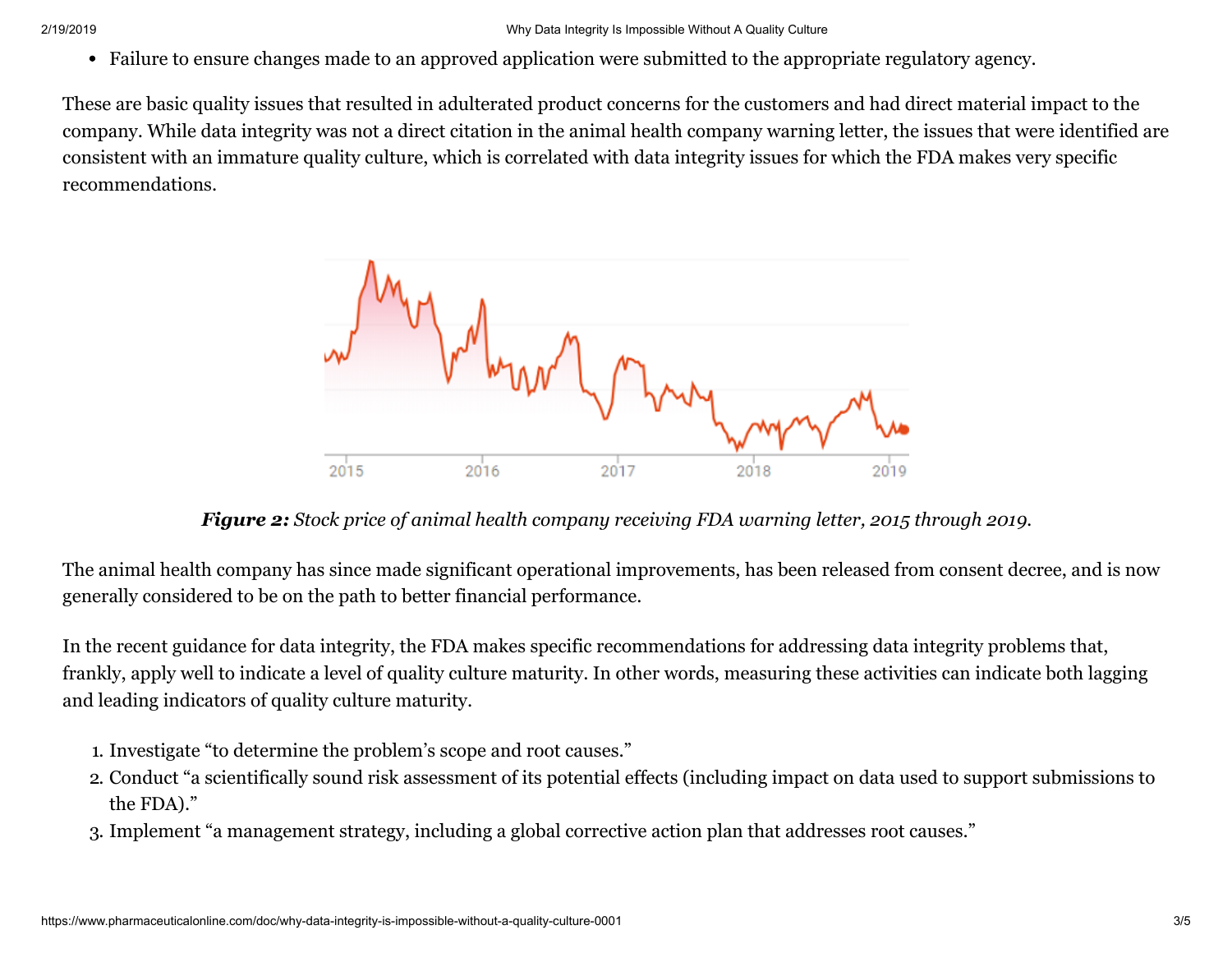- Failure to ensure changes made to an approved application were submitted to the appropriate regulatory agency.

These are basic quality issues that resulted in adulterated product concerns for the customers and had direct material impact to the company. While data integrity was not a direct citation in the animal health company warning letter, the issues that were identified are consistent with an immature quality culture, which is correlated with data integrity issues for which the FDA makes very specific recommendations.

***Figure 2:*** *Stock price of animal health company receiving FDA warning letter, 2015 through 2019.*

The animal health company has since made significant operational improvements, has been released from consent decree, and is now generally considered to be on the path to better financial performance.

In the recent guidance for data integrity, the FDA makes specific recommendations for addressing data integrity problems that, frankly, apply well to indicate a level of quality culture maturity. In other words, measuring these activities can indicate both lagging and leading indicators of quality culture maturity.

1. Investigate "to determine the problem's scope and root causes."
2. Conduct "a scientifically sound risk assessment of its potential effects (including impact on data used to support submissions to the FDA)."
3. Implement "a management strategy, including a global corrective action plan that addresses root causes."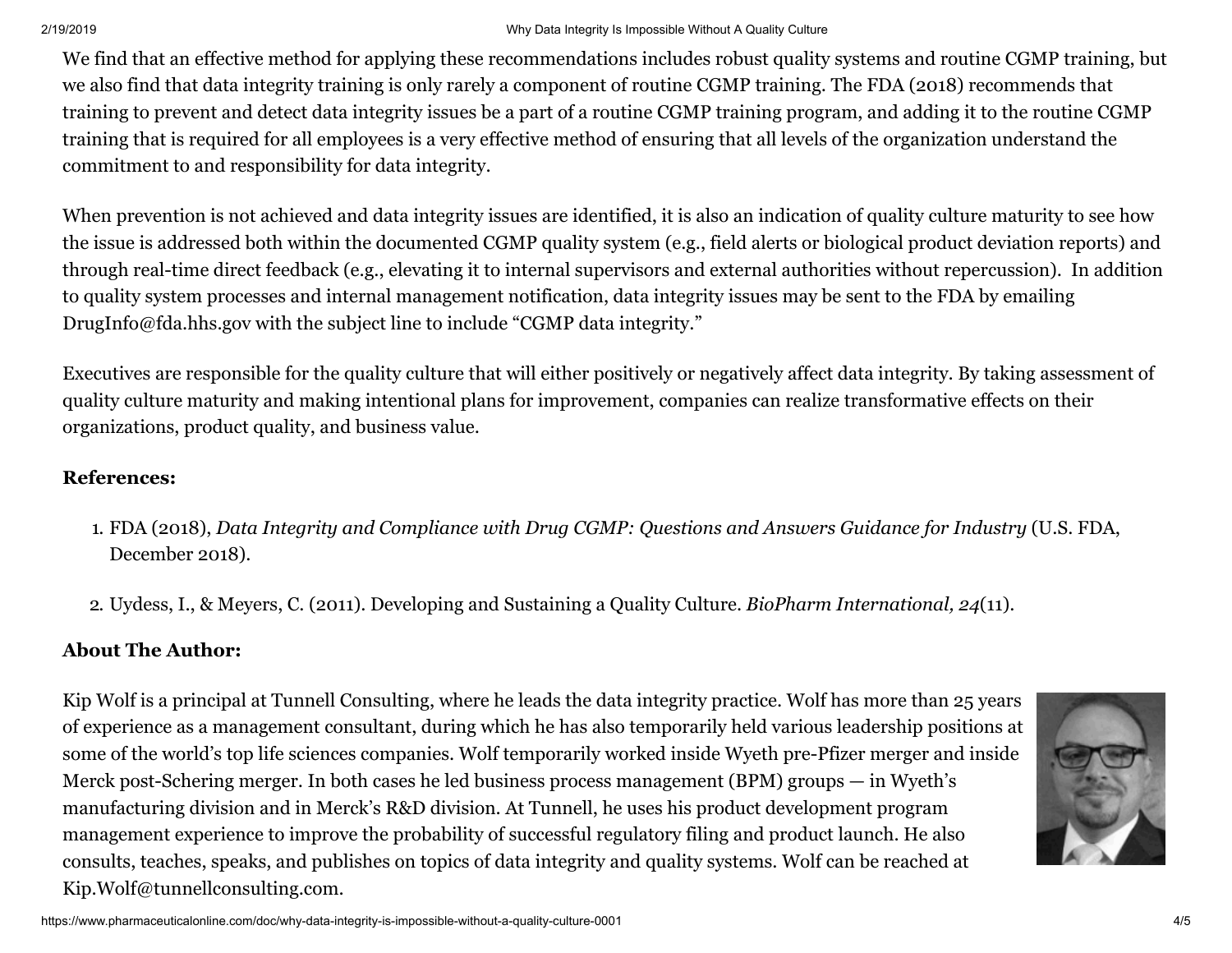We find that an effective method for applying these recommendations includes robust quality systems and routine CGMP training, but we also find that data integrity training is only rarely a component of routine CGMP training. The FDA (2018) recommends that training to prevent and detect data integrity issues be a part of a routine CGMP training program, and adding it to the routine CGMP training that is required for all employees is a very effective method of ensuring that all levels of the organization understand the commitment to and responsibility for data integrity.

When prevention is not achieved and data integrity issues are identified, it is also an indication of quality culture maturity to see how the issue is addressed both within the documented CGMP quality system (e.g., field alerts or biological product deviation reports) and through real-time direct feedback (e.g., elevating it to internal supervisors and external authorities without repercussion). In addition to quality system processes and internal management notification, data integrity issues may be sent to the FDA by emailing DrugInfo@fda.hhs.gov with the subject line to include "CGMP data integrity."

Executives are responsible for the quality culture that will either positively or negatively affect data integrity. By taking assessment of quality culture maturity and making intentional plans for improvement, companies can realize transformative effects on their organizations, product quality, and business value.

**References:**

1. FDA (2018), *Data Integrity and Compliance with Drug CGMP: Questions and Answers Guidance for Industry* (U.S. FDA, December 2018).
2. Uydess, I., & Meyers, C. (2011). Developing and Sustaining a Quality Culture. *BioPharm International, 24*(11).

**About The Author:**

Kip Wolf is a principal at Tunnell Consulting, where he leads the data integrity practice. Wolf has more than 25 years of experience as a management consultant, during which he has also temporarily held various leadership positions at some of the world's top life sciences companies. Wolf temporarily worked inside Wyeth pre-Pfizer merger and inside Merck post-Schering merger. In both cases he led business process management (BPM) groups — in Wyeth's manufacturing division and in Merck's R&D division. At Tunnell, he uses his product development program management experience to improve the probability of successful regulatory filing and product launch. He also consults, teaches, speaks, and publishes on topics of data integrity and quality systems. Wolf can be reached at Kip.Wolf@tunnellconsulting.com.